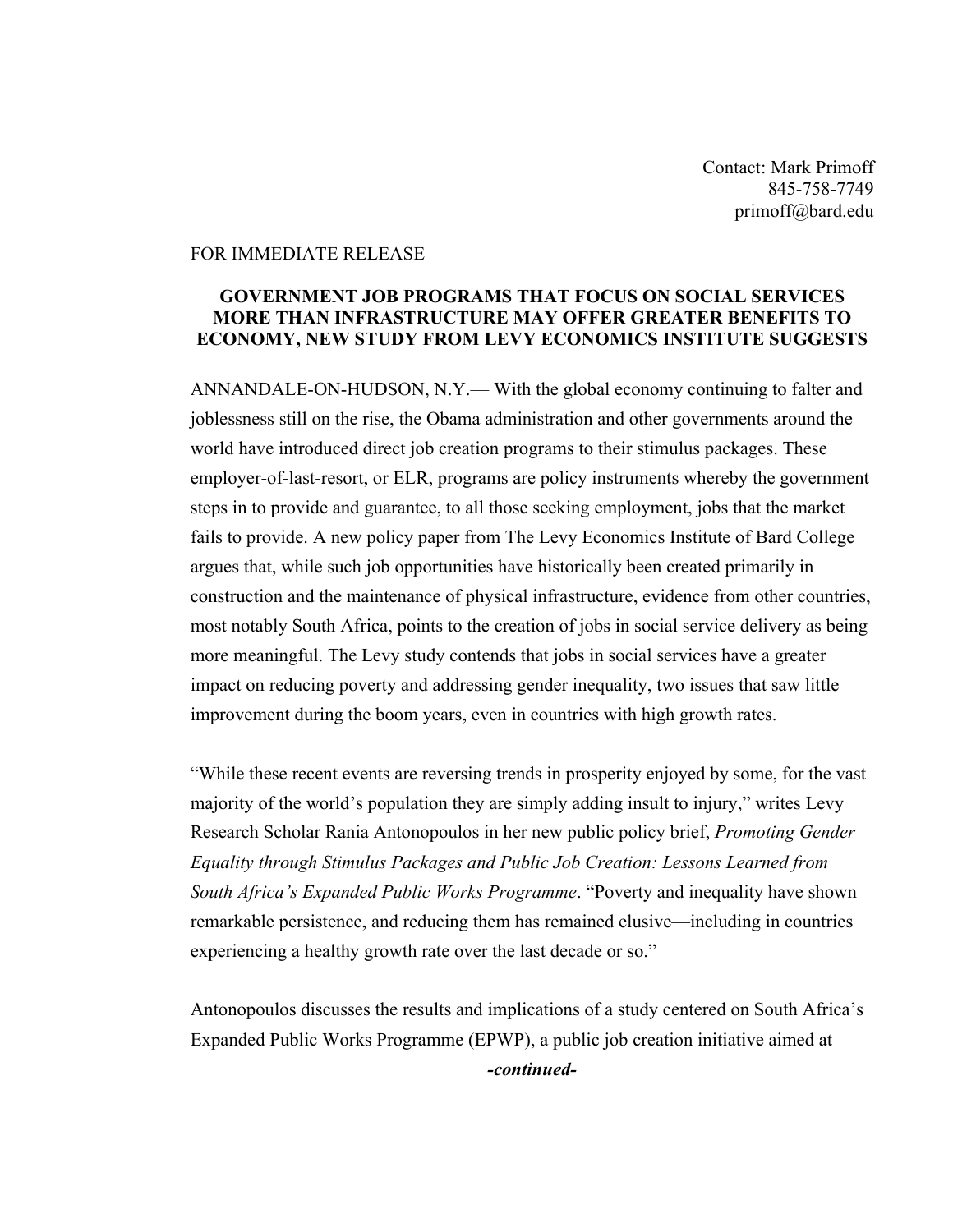Contact: Mark Primoff
845-758-7749
primoff@bard.edu

FOR IMMEDIATE RELEASE

**GOVERNMENT JOB PROGRAMS THAT FOCUS ON SOCIAL SERVICES MORE THAN INFRASTRUCTURE MAY OFFER GREATER BENEFITS TO ECONOMY, NEW STUDY FROM LEVY ECONOMICS INSTITUTE SUGGESTS**

ANNANDALE-ON-HUDSON, N.Y.— With the global economy continuing to falter and joblessness still on the rise, the Obama administration and other governments around the world have introduced direct job creation programs to their stimulus packages. These employer-of-last-resort, or ELR, programs are policy instruments whereby the government steps in to provide and guarantee, to all those seeking employment, jobs that the market fails to provide. A new policy paper from The Levy Economics Institute of Bard College argues that, while such job opportunities have historically been created primarily in construction and the maintenance of physical infrastructure, evidence from other countries, most notably South Africa, points to the creation of jobs in social service delivery as being more meaningful. The Levy study contends that jobs in social services have a greater impact on reducing poverty and addressing gender inequality, two issues that saw little improvement during the boom years, even in countries with high growth rates.

"While these recent events are reversing trends in prosperity enjoyed by some, for the vast majority of the world's population they are simply adding insult to injury," writes Levy Research Scholar Rania Antonopoulos in her new public policy brief, *Promoting Gender Equality through Stimulus Packages and Public Job Creation: Lessons Learned from South Africa's Expanded Public Works Programme*. "Poverty and inequality have shown remarkable persistence, and reducing them has remained elusive—including in countries experiencing a healthy growth rate over the last decade or so."

Antonopoulos discusses the results and implications of a study centered on South Africa's Expanded Public Works Programme (EPWP), a public job creation initiative aimed at

***-continued-***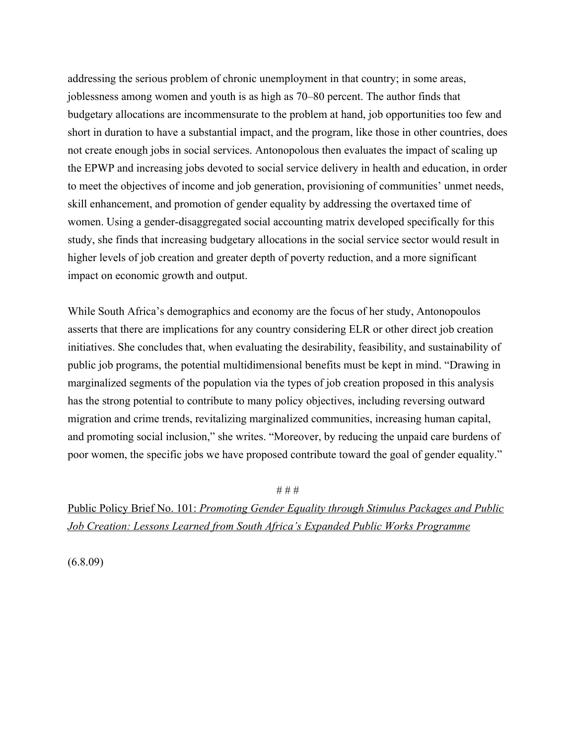addressing the serious problem of chronic unemployment in that country; in some areas, joblessness among women and youth is as high as 70–80 percent. The author finds that budgetary allocations are incommensurate to the problem at hand, job opportunities too few and short in duration to have a substantial impact, and the program, like those in other countries, does not create enough jobs in social services. Antonopolous then evaluates the impact of scaling up the EPWP and increasing jobs devoted to social service delivery in health and education, in order to meet the objectives of income and job generation, provisioning of communities' unmet needs, skill enhancement, and promotion of gender equality by addressing the overtaxed time of women. Using a gender-disaggregated social accounting matrix developed specifically for this study, she finds that increasing budgetary allocations in the social service sector would result in higher levels of job creation and greater depth of poverty reduction, and a more significant impact on economic growth and output.

While South Africa's demographics and economy are the focus of her study, Antonopoulos asserts that there are implications for any country considering ELR or other direct job creation initiatives. She concludes that, when evaluating the desirability, feasibility, and sustainability of public job programs, the potential multidimensional benefits must be kept in mind. "Drawing in marginalized segments of the population via the types of job creation proposed in this analysis has the strong potential to contribute to many policy objectives, including reversing outward migration and crime trends, revitalizing marginalized communities, increasing human capital, and promoting social inclusion," she writes. "Moreover, by reducing the unpaid care burdens of poor women, the specific jobs we have proposed contribute toward the goal of gender equality."

# # #

Public Policy Brief No. 101: *Promoting Gender Equality through Stimulus Packages and Public Job Creation: Lessons Learned from South Africa's Expanded Public Works Programme*

(6.8.09)